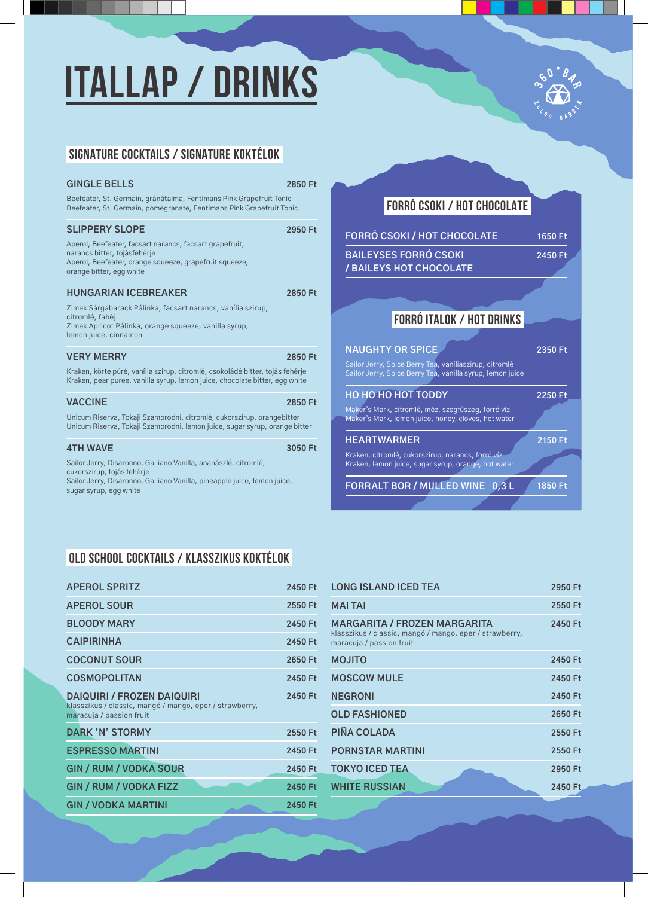# ITALLAP / DRINKS

360° BAR IGLOO GARDEN

## SIGNATURE COCKTAILS / SIGNATURE KOKTÉLOK

**GINGLE BELLS** — 2850 Ft

Beefeater, St. Germain, gránátalma, Fentimans Pink Grapefruit Tonic
Beefeater, St. Germain, pomegranate, Fentimans Pink Grapefruit Tonic

**SLIPPERY SLOPE** — 2950 Ft

Aperol, Beefeater, facsart narancs, facsart grapefruit, narancs bitter, tojásfehérje
Aperol, Beefeater, orange squeeze, grapefruit squeeze, orange bitter, egg white

**HUNGARIAN ICEBREAKER** — 2850 Ft

Zimek Sárgabarack Pálinka, facsart narancs, vanília szirup, citromlé, fahéj
Zimek Apricot Pálinka, orange squeeze, vanilla syrup, lemon juice, cinnamon

**VERY MERRY** — 2850 Ft

Kraken, körte püré, vanília szirup, citromlé, csokoládé bitter, tojás fehérje
Kraken, pear puree, vanilla syrup, lemon juice, chocolate bitter, egg white

**VACCINE** — 2850 Ft

Unicum Riserva, Tokaji Szamorodni, citromlé, cukorszirup, orangebitter
Unicum Riserva, Tokaji Szamorodni, lemon juice, sugar syrup, orange bitter

**4TH WAVE** — 3050 Ft

Sailor Jerry, Disaronno, Galliano Vanilla, ananászlé, citromlé, cukorszirup, tojás fehérje
Sailor Jerry, Disaronno, Galliano Vanilla, pineapple juice, lemon juice, sugar syrup, egg white

## FORRÓ CSOKI / HOT CHOCOLATE

| | |
|---|---|
| FORRÓ CSOKI / HOT CHOCOLATE | 1650 Ft |
| BAILEYSES FORRÓ CSOKI / BAILEYS HOT CHOCOLATE | 2450 Ft |

## FORRÓ ITALOK / HOT DRINKS

**NAUGHTY OR SPICE** — 2350 Ft

Sailor Jerry, Spice Berry Tea, vaníliaszirup, citromlé
Sailor Jerry, Spice Berry Tea, vanilla syrup, lemon juice

**HO HO HO HOT TODDY** — 2250 Ft

Maker's Mark, citromlé, méz, szegfűszeg, forró víz
Maker's Mark, lemon juice, honey, cloves, hot water

**HEARTWARMER** — 2150 Ft

Kraken, citromlé, cukorszirup, narancs, forró víz
Kraken, lemon juice, sugar syrup, orange, hot water

**FORRALT BOR / MULLED WINE 0,3 L** — 1850 Ft

## OLD SCHOOL COCKTAILS / KLASSZIKUS KOKTÉLOK

| | |
|---|---|
| APEROL SPRITZ | 2450 Ft |
| APEROL SOUR | 2550 Ft |
| BLOODY MARY | 2450 Ft |
| CAIPIRINHA | 2450 Ft |
| COCONUT SOUR | 2650 Ft |
| COSMOPOLITAN | 2450 Ft |
| DAIQUIRI / FROZEN DAIQUIRI<br>klasszikus / classic, mangó / mango, eper / strawberry, maracuja / passion fruit | 2450 Ft |
| DARK 'N' STORMY | 2550 Ft |
| ESPRESSO MARTINI | 2450 Ft |
| GIN / RUM / VODKA SOUR | 2450 Ft |
| GIN / RUM / VODKA FIZZ | 2450 Ft |
| GIN / VODKA MARTINI | 2450 Ft |
| LONG ISLAND ICED TEA | 2950 Ft |
| MAI TAI | 2550 Ft |
| MARGARITA / FROZEN MARGARITA<br>klasszikus / classic, mangó / mango, eper / strawberry, maracuja / passion fruit | 2450 Ft |
| MOJITO | 2450 Ft |
| MOSCOW MULE | 2450 Ft |
| NEGRONI | 2450 Ft |
| OLD FASHIONED | 2650 Ft |
| PIÑA COLADA | 2550 Ft |
| PORNSTAR MARTINI | 2550 Ft |
| TOKYO ICED TEA | 2950 Ft |
| WHITE RUSSIAN | 2450 Ft |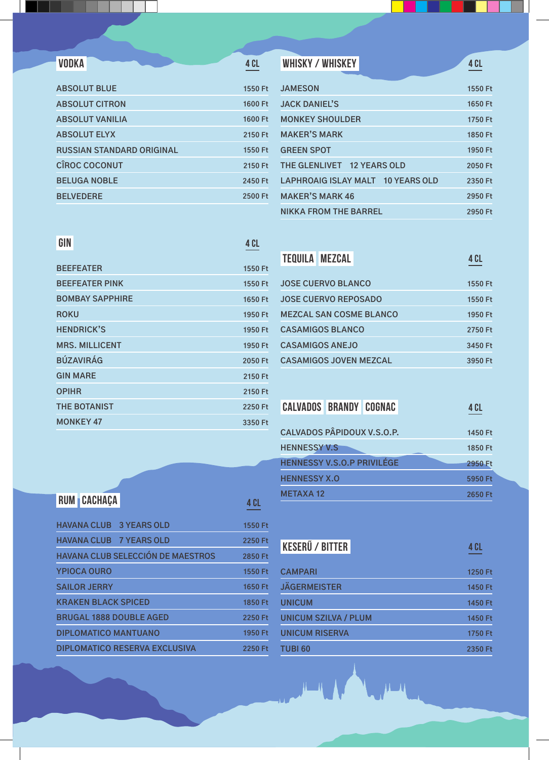## VODKA

| VODKA | 4 CL |
|---|---|
| ABSOLUT BLUE | 1550 Ft |
| ABSOLUT CITRON | 1600 Ft |
| ABSOLUT VANILIA | 1600 Ft |
| ABSOLUT ELYX | 2150 Ft |
| RUSSIAN STANDARD ORIGINAL | 1550 Ft |
| CÎROC COCONUT | 2150 Ft |
| BELUGA NOBLE | 2450 Ft |
| BELVEDERE | 2500 Ft |

## GIN

| GIN | 4 CL |
|---|---|
| BEEFEATER | 1550 Ft |
| BEEFEATER PINK | 1550 Ft |
| BOMBAY SAPPHIRE | 1650 Ft |
| ROKU | 1950 Ft |
| HENDRICK'S | 1950 Ft |
| MRS. MILLICENT | 1950 Ft |
| BÚZAVIRÁG | 2050 Ft |
| GIN MARE | 2150 Ft |
| OPIHR | 2150 Ft |
| THE BOTANIST | 2250 Ft |
| MONKEY 47 | 3350 Ft |

## RUM | CACHAÇA

| RUM / CACHAÇA | 4 CL |
|---|---|
| HAVANA CLUB 3 YEARS OLD | 1550 Ft |
| HAVANA CLUB 7 YEARS OLD | 2250 Ft |
| HAVANA CLUB SELECCIÓN DE MAESTROS | 2850 Ft |
| YPIOCA OURO | 1550 Ft |
| SAILOR JERRY | 1650 Ft |
| KRAKEN BLACK SPICED | 1850 Ft |
| BRUGAL 1888 DOUBLE AGED | 2250 Ft |
| DIPLOMATICO MANTUANO | 1950 Ft |
| DIPLOMATICO RESERVA EXCLUSIVA | 2250 Ft |

## WHISKY / WHISKEY

| WHISKY / WHISKEY | 4 CL |
|---|---|
| JAMESON | 1550 Ft |
| JACK DANIEL'S | 1650 Ft |
| MONKEY SHOULDER | 1750 Ft |
| MAKER'S MARK | 1850 Ft |
| GREEN SPOT | 1950 Ft |
| THE GLENLIVET 12 YEARS OLD | 2050 Ft |
| LAPHROAIG ISLAY MALT 10 YEARS OLD | 2350 Ft |
| MAKER'S MARK 46 | 2950 Ft |
| NIKKA FROM THE BARREL | 2950 Ft |

## TEQUILA | MEZCAL

| TEQUILA / MEZCAL | 4 CL |
|---|---|
| JOSE CUERVO BLANCO | 1550 Ft |
| JOSE CUERVO REPOSADO | 1550 Ft |
| MEZCAL SAN COSME BLANCO | 1950 Ft |
| CASAMIGOS BLANCO | 2750 Ft |
| CASAMIGOS ANEJO | 3450 Ft |
| CASAMIGOS JOVEN MEZCAL | 3950 Ft |

## CALVADOS | BRANDY | COGNAC

| CALVADOS / BRANDY / COGNAC | 4 CL |
|---|---|
| CALVADOS PÂPIDOUX V.S.O.P. | 1450 Ft |
| HENNESSY V.S | 1850 Ft |
| HENNESSY V.S.O.P PRIVILÉGE | 2950 Ft |
| HENNESSY X.O | 5950 Ft |
| METAXA 12 | 2650 Ft |

## KESERŰ / BITTER

| KESERŰ / BITTER | 4 CL |
|---|---|
| CAMPARI | 1250 Ft |
| JÄGERMEISTER | 1450 Ft |
| UNICUM | 1450 Ft |
| UNICUM SZILVA / PLUM | 1450 Ft |
| UNICUM RISERVA | 1750 Ft |
| TUBI 60 | 2350 Ft |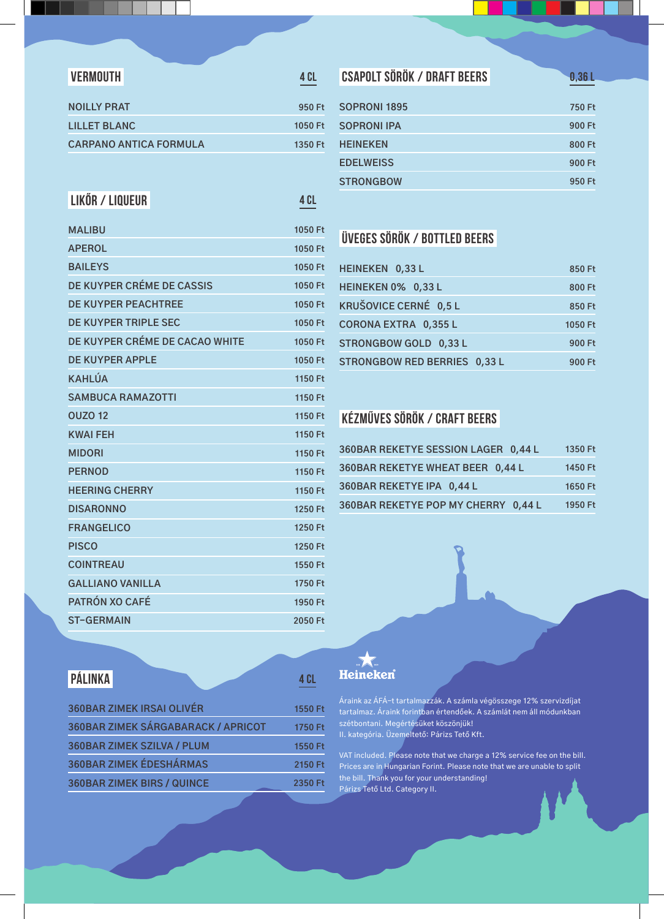## VERMOUTH

| VERMOUTH | 4 CL |
|---|---|
| NOILLY PRAT | 950 Ft |
| LILLET BLANC | 1050 Ft |
| CARPANO ANTICA FORMULA | 1350 Ft |

## LIKŐR / LIQUEUR

| LIKŐR / LIQUEUR | 4 CL |
|---|---|
| MALIBU | 1050 Ft |
| APEROL | 1050 Ft |
| BAILEYS | 1050 Ft |
| DE KUYPER CRÉME DE CASSIS | 1050 Ft |
| DE KUYPER PEACHTREE | 1050 Ft |
| DE KUYPER TRIPLE SEC | 1050 Ft |
| DE KUYPER CRÉME DE CACAO WHITE | 1050 Ft |
| DE KUYPER APPLE | 1050 Ft |
| KAHLÚA | 1150 Ft |
| SAMBUCA RAMAZOTTI | 1150 Ft |
| OUZO 12 | 1150 Ft |
| KWAI FEH | 1150 Ft |
| MIDORI | 1150 Ft |
| PERNOD | 1150 Ft |
| HEERING CHERRY | 1150 Ft |
| DISARONNO | 1250 Ft |
| FRANGELICO | 1250 Ft |
| PISCO | 1250 Ft |
| COINTREAU | 1550 Ft |
| GALLIANO VANILLA | 1750 Ft |
| PATRÓN XO CAFÉ | 1950 Ft |
| ST-GERMAIN | 2050 Ft |

## PÁLINKA

| PÁLINKA | 4 CL |
|---|---|
| 360BAR ZIMEK IRSAI OLIVÉR | 1550 Ft |
| 360BAR ZIMEK SÁRGABARACK / APRICOT | 1750 Ft |
| 360BAR ZIMEK SZILVA / PLUM | 1550 Ft |
| 360BAR ZIMEK ÉDESHÁRMAS | 2150 Ft |
| 360BAR ZIMEK BIRS / QUINCE | 2350 Ft |

## CSAPOLT SÖRÖK / DRAFT BEERS

| CSAPOLT SÖRÖK / DRAFT BEERS | 0,36 L |
|---|---|
| SOPRONI 1895 | 750 Ft |
| SOPRONI IPA | 900 Ft |
| HEINEKEN | 800 Ft |
| EDELWEISS | 900 Ft |
| STRONGBOW | 950 Ft |

## ÜVEGES SÖRÖK / BOTTLED BEERS

| ÜVEGES SÖRÖK / BOTTLED BEERS | |
|---|---|
| HEINEKEN 0,33 L | 850 Ft |
| HEINEKEN 0% 0,33 L | 800 Ft |
| KRUŠOVICE CERNÉ 0,5 L | 850 Ft |
| CORONA EXTRA 0,355 L | 1050 Ft |
| STRONGBOW GOLD 0,33 L | 900 Ft |
| STRONGBOW RED BERRIES 0,33 L | 900 Ft |

## KÉZMŰVES SÖRÖK / CRAFT BEERS

| KÉZMŰVES SÖRÖK / CRAFT BEERS | |
|---|---|
| 360BAR REKETYE SESSION LAGER 0,44 L | 1350 Ft |
| 360BAR REKETYE WHEAT BEER 0,44 L | 1450 Ft |
| 360BAR REKETYE IPA 0,44 L | 1650 Ft |
| 360BAR REKETYE POP MY CHERRY 0,44 L | 1950 Ft |

Heineken

Áraink az ÁFÁ-t tartalmazzák. A számla végösszege 12% szervizdíjat tartalmaz. Áraink forintban értendőek. A számlát nem áll módunkban szétbontani. Megértésüket köszönjük!
II. kategória. Üzemeltető: Párizs Tető Kft.

VAT included. Please note that we charge a 12% service fee on the bill. Prices are in Hungarian Forint. Please note that we are unable to split the bill. Thank you for your understanding!
Párizs Tető Ltd. Category II.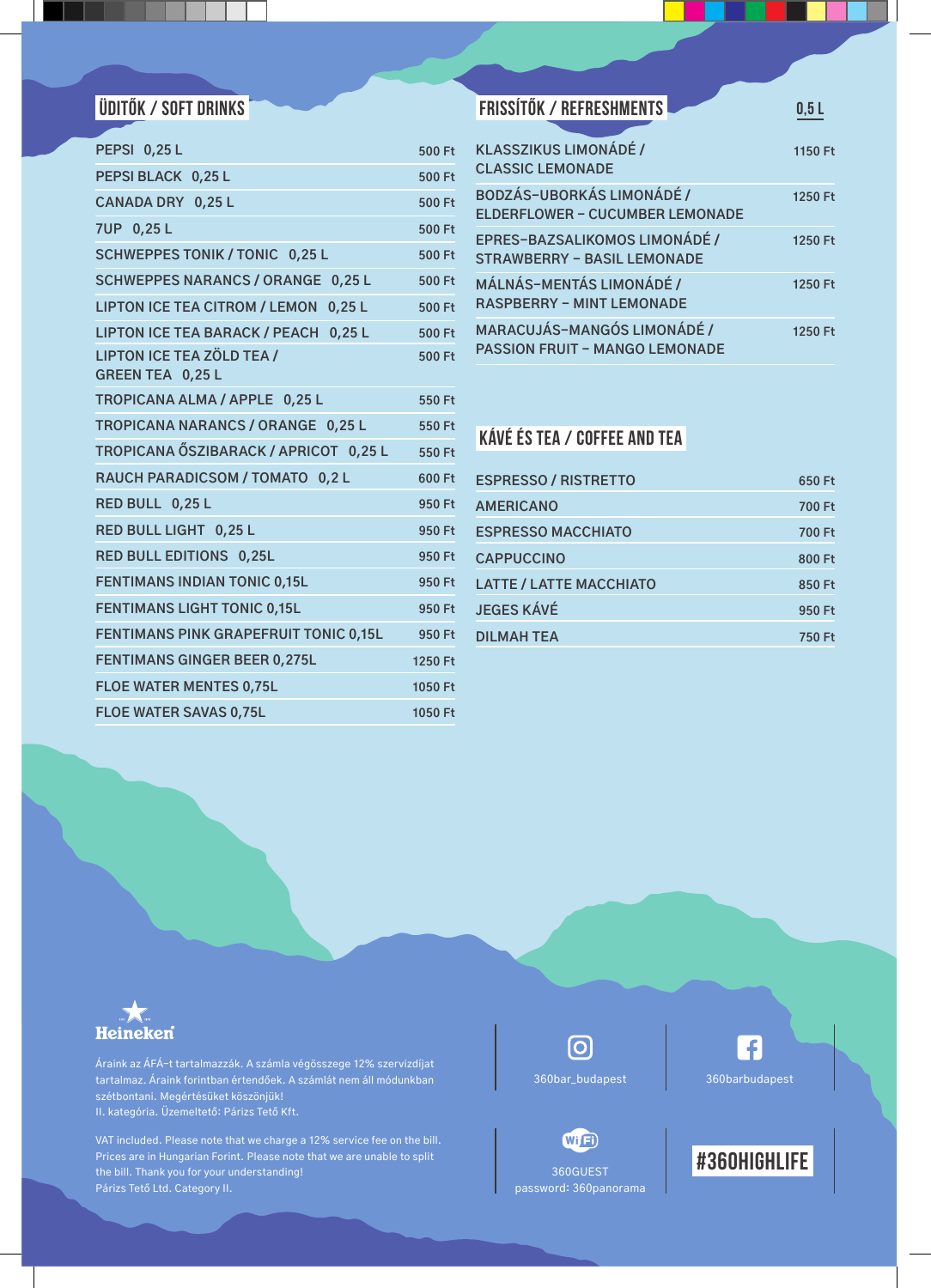## ÜDITŐK / SOFT DRINKS

| | |
|---|---|
| PEPSI 0,25 L | 500 Ft |
| PEPSI BLACK 0,25 L | 500 Ft |
| CANADA DRY 0,25 L | 500 Ft |
| 7UP 0,25 L | 500 Ft |
| SCHWEPPES TONIK / TONIC 0,25 L | 500 Ft |
| SCHWEPPES NARANCS / ORANGE 0,25 L | 500 Ft |
| LIPTON ICE TEA CITROM / LEMON 0,25 L | 500 Ft |
| LIPTON ICE TEA BARACK / PEACH 0,25 L | 500 Ft |
| LIPTON ICE TEA ZÖLD TEA / GREEN TEA 0,25 L | 500 Ft |
| TROPICANA ALMA / APPLE 0,25 L | 550 Ft |
| TROPICANA NARANCS / ORANGE 0,25 L | 550 Ft |
| TROPICANA ŐSZIBARACK / APRICOT 0,25 L | 550 Ft |
| RAUCH PARADICSOM / TOMATO 0,2 L | 600 Ft |
| RED BULL 0,25 L | 950 Ft |
| RED BULL LIGHT 0,25 L | 950 Ft |
| RED BULL EDITIONS 0,25L | 950 Ft |
| FENTIMANS INDIAN TONIC 0,15L | 950 Ft |
| FENTIMANS LIGHT TONIC 0,15L | 950 Ft |
| FENTIMANS PINK GRAPEFRUIT TONIC 0,15L | 950 Ft |
| FENTIMANS GINGER BEER 0,275L | 1250 Ft |
| FLOE WATER MENTES 0,75L | 1050 Ft |
| FLOE WATER SAVAS 0,75L | 1050 Ft |

## FRISSÍTŐK / REFRESHMENTS

| | 0,5 L |
|---|---|
| KLASSZIKUS LIMONÁDÉ / CLASSIC LEMONADE | 1150 Ft |
| BODZÁS-UBORKÁS LIMONÁDÉ / ELDERFLOWER - CUCUMBER LEMONADE | 1250 Ft |
| EPRES-BAZSALIKOMOS LIMONÁDÉ / STRAWBERRY - BASIL LEMONADE | 1250 Ft |
| MÁLNÁS-MENTÁS LIMONÁDÉ / RASPBERRY - MINT LEMONADE | 1250 Ft |
| MARACUJÁS-MANGÓS LIMONÁDÉ / PASSION FRUIT - MANGO LEMONADE | 1250 Ft |

## KÁVÉ ÉS TEA / COFFEE AND TEA

| | |
|---|---|
| ESPRESSO / RISTRETTO | 650 Ft |
| AMERICANO | 700 Ft |
| ESPRESSO MACCHIATO | 700 Ft |
| CAPPUCCINO | 800 Ft |
| LATTE / LATTE MACCHIATO | 850 Ft |
| JEGES KÁVÉ | 950 Ft |
| DILMAH TEA | 750 Ft |

Heineken

Áraink az ÁFÁ-t tartalmazzák. A számla végösszege 12% szervizdíjat tartalmaz. Áraink forintban értendőek. A számlát nem áll módunkban szétbontani. Megértésüket köszönjük!
II. kategória. Üzemeltető: Párizs Tető Kft.

VAT included. Please note that we charge a 12% service fee on the bill. Prices are in Hungarian Forint. Please note that we are unable to split the bill. Thank you for your understanding!
Párizs Tető Ltd. Category II.

360bar_budapest

360barbudapest

360GUEST
password: 360panorama

#360HIGHLIFE